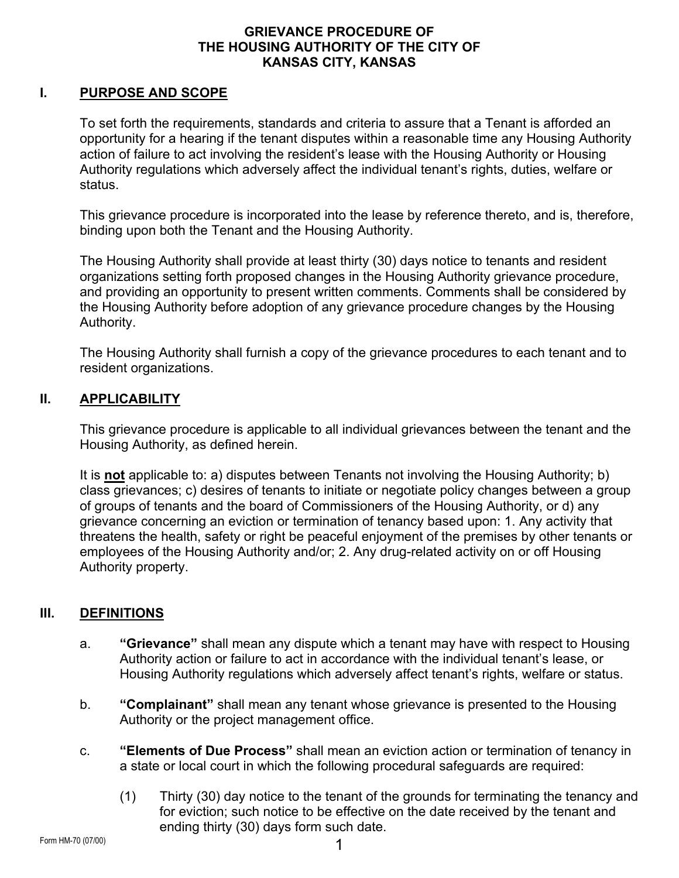# GRIEVANCE PROCEDURE OF THE HOUSING AUTHORITY OF THE CITY OF KANSAS CITY, KANSAS

## I. PURPOSE AND SCOPE

To set forth the requirements, standards and criteria to assure that a Tenant is afforded an opportunity for a hearing if the tenant disputes within a reasonable time any Housing Authority action of failure to act involving the resident's lease with the Housing Authority or Housing Authority regulations which adversely affect the individual tenant's rights, duties, welfare or status.

This grievance procedure is incorporated into the lease by reference thereto, and is, therefore, binding upon both the Tenant and the Housing Authority.

The Housing Authority shall provide at least thirty (30) days notice to tenants and resident organizations setting forth proposed changes in the Housing Authority grievance procedure, and providing an opportunity to present written comments. Comments shall be considered by the Housing Authority before adoption of any grievance procedure changes by the Housing Authority.

The Housing Authority shall furnish a copy of the grievance procedures to each tenant and to resident organizations.

## II. APPLICABILITY

This grievance procedure is applicable to all individual grievances between the tenant and the Housing Authority, as defined herein.

It is **not** applicable to: a) disputes between Tenants not involving the Housing Authority; b) class grievances; c) desires of tenants to initiate or negotiate policy changes between a group of groups of tenants and the board of Commissioners of the Housing Authority, or d) any grievance concerning an eviction or termination of tenancy based upon: 1. Any activity that threatens the health, safety or right be peaceful enjoyment of the premises by other tenants or employees of the Housing Authority and/or; 2. Any drug-related activity on or off Housing Authority property.

## III. DEFINITIONS

a. **"Grievance"** shall mean any dispute which a tenant may have with respect to Housing Authority action or failure to act in accordance with the individual tenant's lease, or Housing Authority regulations which adversely affect tenant's rights, welfare or status.

b. **"Complainant"** shall mean any tenant whose grievance is presented to the Housing Authority or the project management office.

c. **"Elements of Due Process"** shall mean an eviction action or termination of tenancy in a state or local court in which the following procedural safeguards are required:

   (1) Thirty (30) day notice to the tenant of the grounds for terminating the tenancy and for eviction; such notice to be effective on the date received by the tenant and ending thirty (30) days form such date.

Form HM-70 (07/00)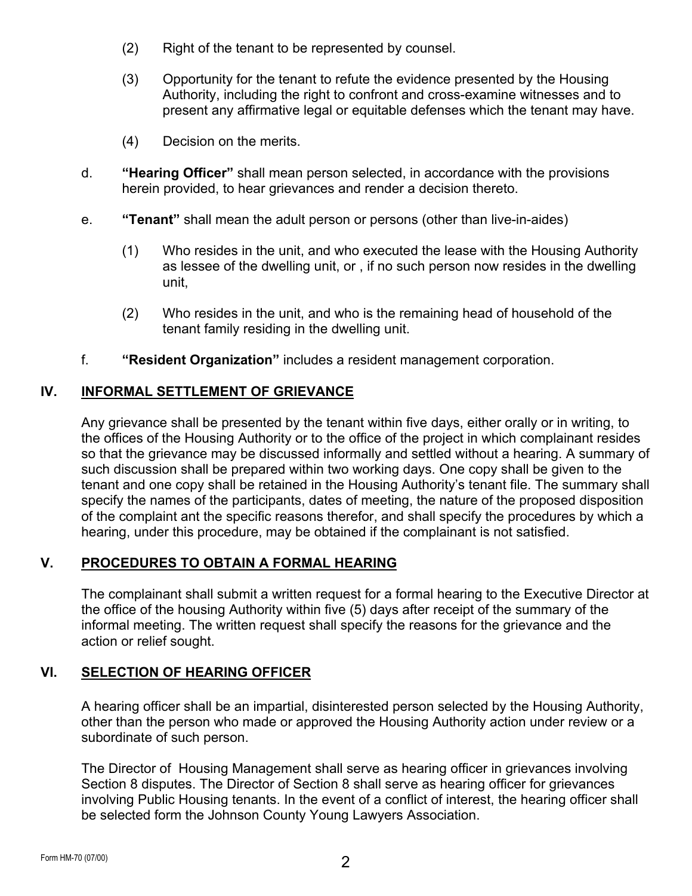(2) Right of the tenant to be represented by counsel.

(3) Opportunity for the tenant to refute the evidence presented by the Housing Authority, including the right to confront and cross-examine witnesses and to present any affirmative legal or equitable defenses which the tenant may have.

(4) Decision on the merits.

d. **"Hearing Officer"** shall mean person selected, in accordance with the provisions herein provided, to hear grievances and render a decision thereto.

e. **"Tenant"** shall mean the adult person or persons (other than live-in-aides)

(1) Who resides in the unit, and who executed the lease with the Housing Authority as lessee of the dwelling unit, or , if no such person now resides in the dwelling unit,

(2) Who resides in the unit, and who is the remaining head of household of the tenant family residing in the dwelling unit.

f. **"Resident Organization"** includes a resident management corporation.

## IV. INFORMAL SETTLEMENT OF GRIEVANCE

Any grievance shall be presented by the tenant within five days, either orally or in writing, to the offices of the Housing Authority or to the office of the project in which complainant resides so that the grievance may be discussed informally and settled without a hearing. A summary of such discussion shall be prepared within two working days. One copy shall be given to the tenant and one copy shall be retained in the Housing Authority's tenant file. The summary shall specify the names of the participants, dates of meeting, the nature of the proposed disposition of the complaint ant the specific reasons therefor, and shall specify the procedures by which a hearing, under this procedure, may be obtained if the complainant is not satisfied.

## V. PROCEDURES TO OBTAIN A FORMAL HEARING

The complainant shall submit a written request for a formal hearing to the Executive Director at the office of the housing Authority within five (5) days after receipt of the summary of the informal meeting. The written request shall specify the reasons for the grievance and the action or relief sought.

## VI. SELECTION OF HEARING OFFICER

A hearing officer shall be an impartial, disinterested person selected by the Housing Authority, other than the person who made or approved the Housing Authority action under review or a subordinate of such person.

The Director of Housing Management shall serve as hearing officer in grievances involving Section 8 disputes. The Director of Section 8 shall serve as hearing officer for grievances involving Public Housing tenants. In the event of a conflict of interest, the hearing officer shall be selected form the Johnson County Young Lawyers Association.

Form HM-70 (07/00)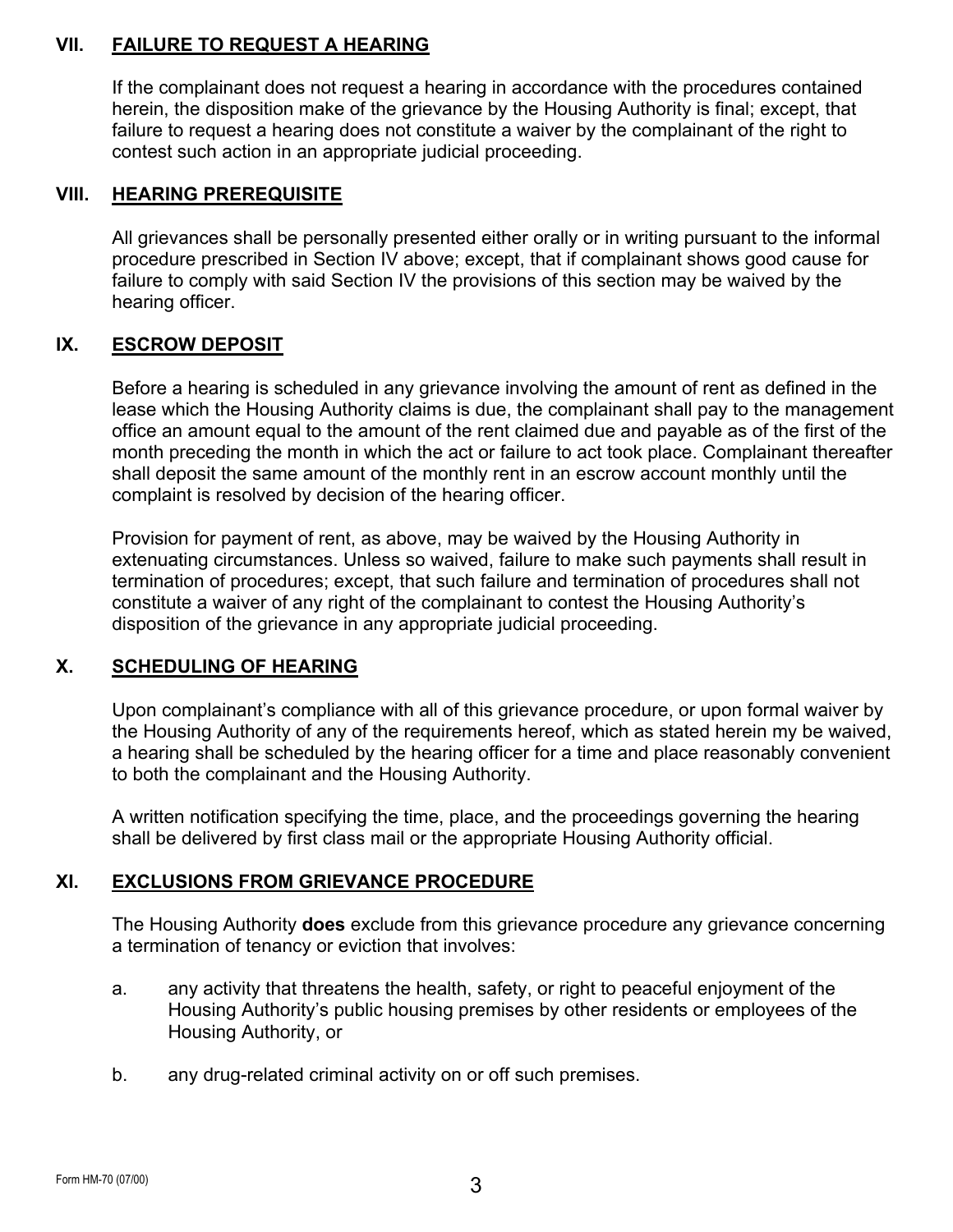## VII. FAILURE TO REQUEST A HEARING

If the complainant does not request a hearing in accordance with the procedures contained herein, the disposition make of the grievance by the Housing Authority is final; except, that failure to request a hearing does not constitute a waiver by the complainant of the right to contest such action in an appropriate judicial proceeding.

## VIII. HEARING PREREQUISITE

All grievances shall be personally presented either orally or in writing pursuant to the informal procedure prescribed in Section IV above; except, that if complainant shows good cause for failure to comply with said Section IV the provisions of this section may be waived by the hearing officer.

## IX. ESCROW DEPOSIT

Before a hearing is scheduled in any grievance involving the amount of rent as defined in the lease which the Housing Authority claims is due, the complainant shall pay to the management office an amount equal to the amount of the rent claimed due and payable as of the first of the month preceding the month in which the act or failure to act took place. Complainant thereafter shall deposit the same amount of the monthly rent in an escrow account monthly until the complaint is resolved by decision of the hearing officer.

Provision for payment of rent, as above, may be waived by the Housing Authority in extenuating circumstances. Unless so waived, failure to make such payments shall result in termination of procedures; except, that such failure and termination of procedures shall not constitute a waiver of any right of the complainant to contest the Housing Authority's disposition of the grievance in any appropriate judicial proceeding.

## X. SCHEDULING OF HEARING

Upon complainant's compliance with all of this grievance procedure, or upon formal waiver by the Housing Authority of any of the requirements hereof, which as stated herein my be waived, a hearing shall be scheduled by the hearing officer for a time and place reasonably convenient to both the complainant and the Housing Authority.

A written notification specifying the time, place, and the proceedings governing the hearing shall be delivered by first class mail or the appropriate Housing Authority official.

## XI. EXCLUSIONS FROM GRIEVANCE PROCEDURE

The Housing Authority **does** exclude from this grievance procedure any grievance concerning a termination of tenancy or eviction that involves:

a. any activity that threatens the health, safety, or right to peaceful enjoyment of the Housing Authority's public housing premises by other residents or employees of the Housing Authority, or

b. any drug-related criminal activity on or off such premises.

Form HM-70 (07/00)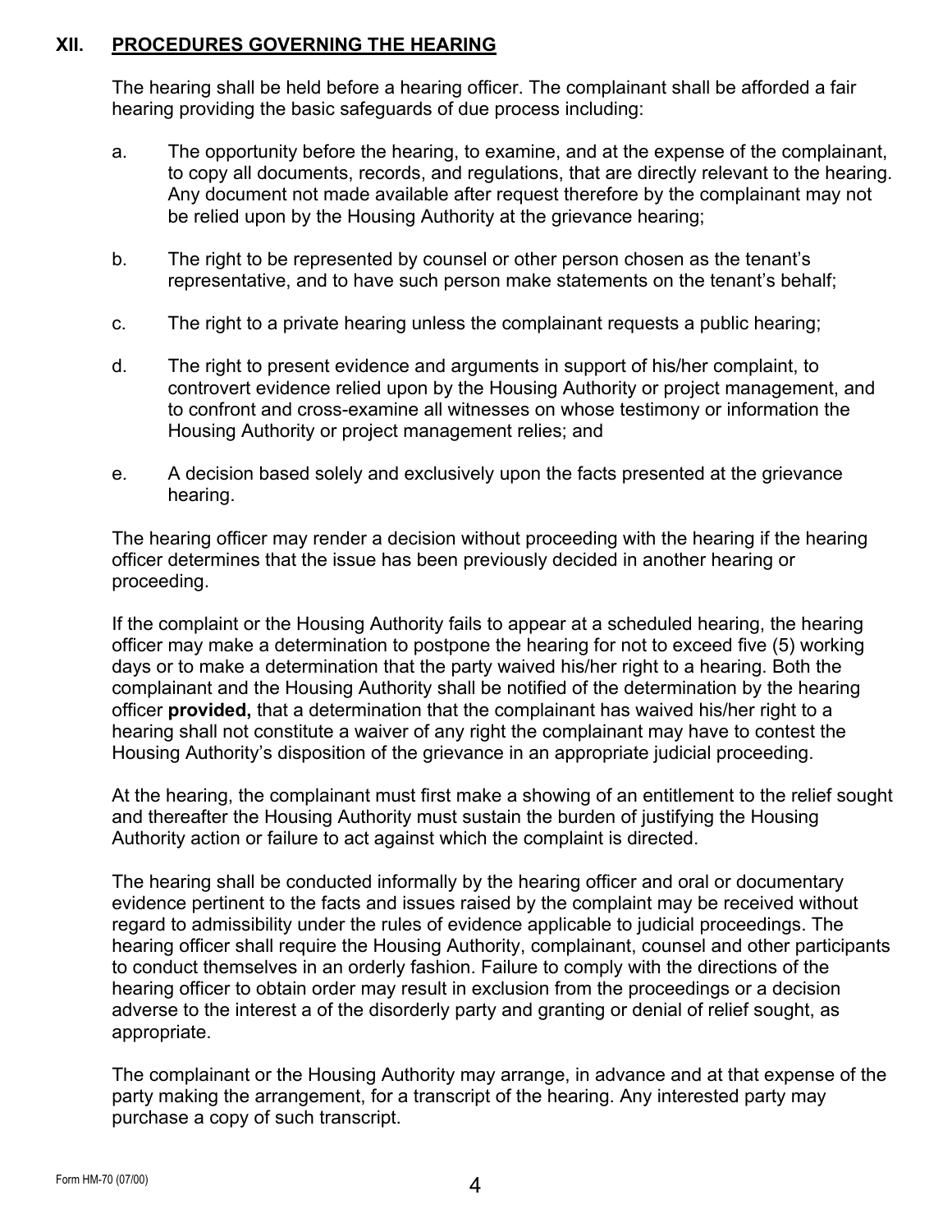## XII. PROCEDURES GOVERNING THE HEARING

The hearing shall be held before a hearing officer. The complainant shall be afforded a fair hearing providing the basic safeguards of due process including:

a. The opportunity before the hearing, to examine, and at the expense of the complainant, to copy all documents, records, and regulations, that are directly relevant to the hearing. Any document not made available after request therefore by the complainant may not be relied upon by the Housing Authority at the grievance hearing;

b. The right to be represented by counsel or other person chosen as the tenant's representative, and to have such person make statements on the tenant's behalf;

c. The right to a private hearing unless the complainant requests a public hearing;

d. The right to present evidence and arguments in support of his/her complaint, to controvert evidence relied upon by the Housing Authority or project management, and to confront and cross-examine all witnesses on whose testimony or information the Housing Authority or project management relies; and

e. A decision based solely and exclusively upon the facts presented at the grievance hearing.

The hearing officer may render a decision without proceeding with the hearing if the hearing officer determines that the issue has been previously decided in another hearing or proceeding.

If the complaint or the Housing Authority fails to appear at a scheduled hearing, the hearing officer may make a determination to postpone the hearing for not to exceed five (5) working days or to make a determination that the party waived his/her right to a hearing. Both the complainant and the Housing Authority shall be notified of the determination by the hearing officer **provided,** that a determination that the complainant has waived his/her right to a hearing shall not constitute a waiver of any right the complainant may have to contest the Housing Authority's disposition of the grievance in an appropriate judicial proceeding.

At the hearing, the complainant must first make a showing of an entitlement to the relief sought and thereafter the Housing Authority must sustain the burden of justifying the Housing Authority action or failure to act against which the complaint is directed.

The hearing shall be conducted informally by the hearing officer and oral or documentary evidence pertinent to the facts and issues raised by the complaint may be received without regard to admissibility under the rules of evidence applicable to judicial proceedings. The hearing officer shall require the Housing Authority, complainant, counsel and other participants to conduct themselves in an orderly fashion. Failure to comply with the directions of the hearing officer to obtain order may result in exclusion from the proceedings or a decision adverse to the interest a of the disorderly party and granting or denial of relief sought, as appropriate.

The complainant or the Housing Authority may arrange, in advance and at that expense of the party making the arrangement, for a transcript of the hearing. Any interested party may purchase a copy of such transcript.

Form HM-70 (07/00)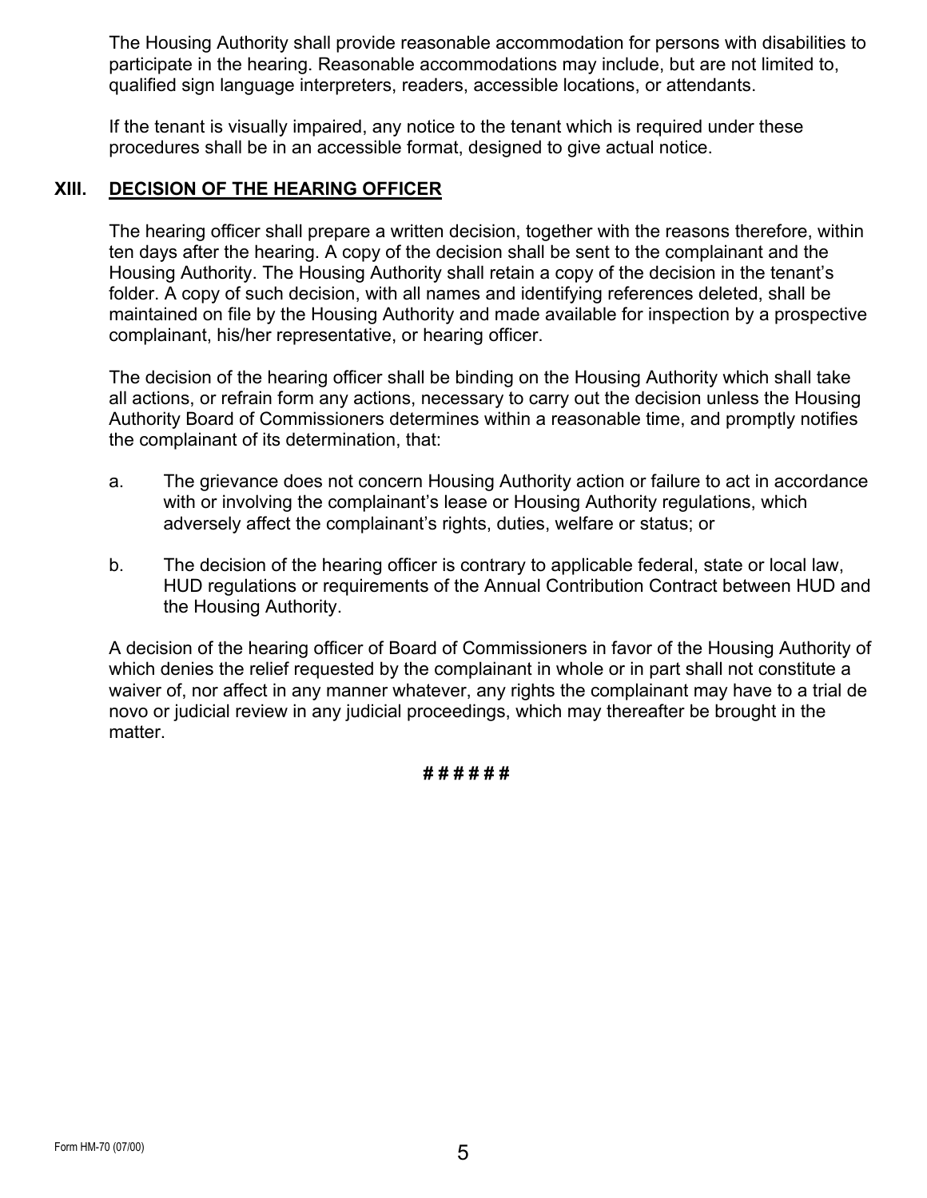The Housing Authority shall provide reasonable accommodation for persons with disabilities to participate in the hearing. Reasonable accommodations may include, but are not limited to, qualified sign language interpreters, readers, accessible locations, or attendants.

If the tenant is visually impaired, any notice to the tenant which is required under these procedures shall be in an accessible format, designed to give actual notice.

## XIII. DECISION OF THE HEARING OFFICER

The hearing officer shall prepare a written decision, together with the reasons therefore, within ten days after the hearing. A copy of the decision shall be sent to the complainant and the Housing Authority. The Housing Authority shall retain a copy of the decision in the tenant's folder. A copy of such decision, with all names and identifying references deleted, shall be maintained on file by the Housing Authority and made available for inspection by a prospective complainant, his/her representative, or hearing officer.

The decision of the hearing officer shall be binding on the Housing Authority which shall take all actions, or refrain form any actions, necessary to carry out the decision unless the Housing Authority Board of Commissioners determines within a reasonable time, and promptly notifies the complainant of its determination, that:

a. The grievance does not concern Housing Authority action or failure to act in accordance with or involving the complainant's lease or Housing Authority regulations, which adversely affect the complainant's rights, duties, welfare or status; or

b. The decision of the hearing officer is contrary to applicable federal, state or local law, HUD regulations or requirements of the Annual Contribution Contract between HUD and the Housing Authority.

A decision of the hearing officer of Board of Commissioners in favor of the Housing Authority of which denies the relief requested by the complainant in whole or in part shall not constitute a waiver of, nor affect in any manner whatever, any rights the complainant may have to a trial de novo or judicial review in any judicial proceedings, which may thereafter be brought in the matter.

# # # # # #

Form HM-70 (07/00)